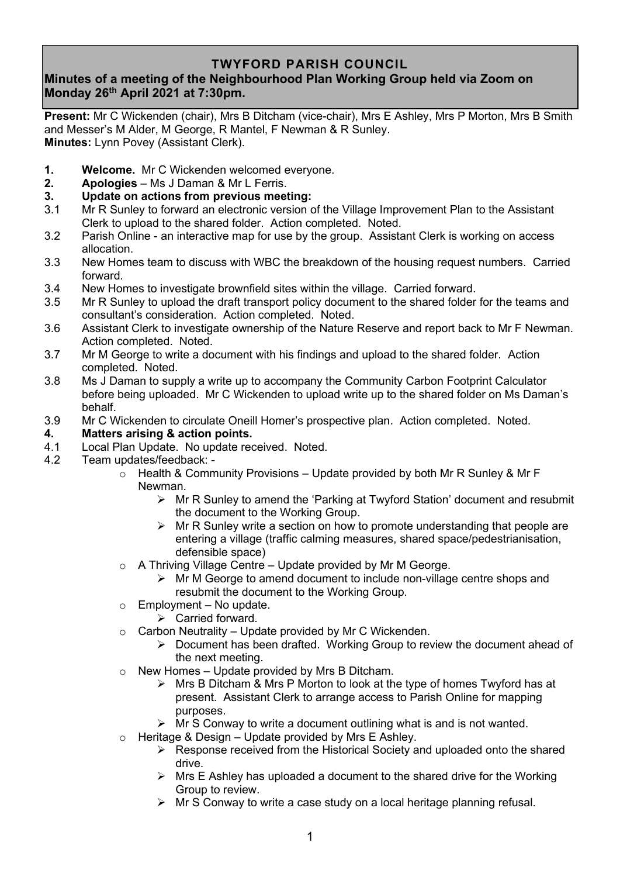# TWYFORD PARISH COUNCIL

**Minutes of a meeting of the Neighbourhood Plan Working Group held via Zoom on Monday 26th April 2021 at 7:30pm.**

**Present:** Mr C Wickenden (chair), Mrs B Ditcham (vice-chair), Mrs E Ashley, Mrs P Morton, Mrs B Smith and Messer's M Alder, M George, R Mantel, F Newman & R Sunley.
**Minutes:** Lynn Povey (Assistant Clerk).

**1. Welcome.** Mr C Wickenden welcomed everyone.

**2. Apologies** – Ms J Daman & Mr L Ferris.

**3. Update on actions from previous meeting:**

3.1 Mr R Sunley to forward an electronic version of the Village Improvement Plan to the Assistant Clerk to upload to the shared folder. Action completed. Noted.

3.2 Parish Online - an interactive map for use by the group. Assistant Clerk is working on access allocation.

3.3 New Homes team to discuss with WBC the breakdown of the housing request numbers. Carried forward.

3.4 New Homes to investigate brownfield sites within the village. Carried forward.

3.5 Mr R Sunley to upload the draft transport policy document to the shared folder for the teams and consultant's consideration. Action completed. Noted.

3.6 Assistant Clerk to investigate ownership of the Nature Reserve and report back to Mr F Newman. Action completed. Noted.

3.7 Mr M George to write a document with his findings and upload to the shared folder. Action completed. Noted.

3.8 Ms J Daman to supply a write up to accompany the Community Carbon Footprint Calculator before being uploaded. Mr C Wickenden to upload write up to the shared folder on Ms Daman's behalf.

3.9 Mr C Wickenden to circulate Oneill Homer's prospective plan. Action completed. Noted.

**4. Matters arising & action points.**

4.1 Local Plan Update. No update received. Noted.

4.2 Team updates/feedback: -

- Health & Community Provisions – Update provided by both Mr R Sunley & Mr F Newman.
  - Mr R Sunley to amend the 'Parking at Twyford Station' document and resubmit the document to the Working Group.
  - Mr R Sunley write a section on how to promote understanding that people are entering a village (traffic calming measures, shared space/pedestrianisation, defensible space)
- A Thriving Village Centre – Update provided by Mr M George.
  - Mr M George to amend document to include non-village centre shops and resubmit the document to the Working Group.
- Employment – No update.
  - Carried forward.
- Carbon Neutrality – Update provided by Mr C Wickenden.
  - Document has been drafted. Working Group to review the document ahead of the next meeting.
- New Homes – Update provided by Mrs B Ditcham.
  - Mrs B Ditcham & Mrs P Morton to look at the type of homes Twyford has at present. Assistant Clerk to arrange access to Parish Online for mapping purposes.
  - Mr S Conway to write a document outlining what is and is not wanted.
- Heritage & Design – Update provided by Mrs E Ashley.
  - Response received from the Historical Society and uploaded onto the shared drive.
  - Mrs E Ashley has uploaded a document to the shared drive for the Working Group to review.
  - Mr S Conway to write a case study on a local heritage planning refusal.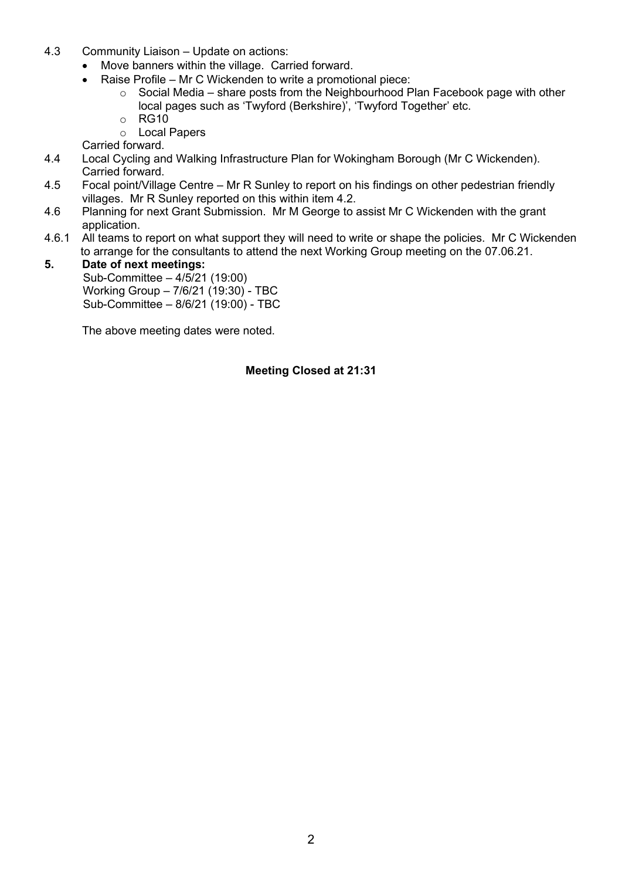4.3 Community Liaison – Update on actions:

- Move banners within the village. Carried forward.
- Raise Profile – Mr C Wickenden to write a promotional piece:
  - Social Media – share posts from the Neighbourhood Plan Facebook page with other local pages such as 'Twyford (Berkshire)', 'Twyford Together' etc.
  - RG10
  - Local Papers

Carried forward.

4.4 Local Cycling and Walking Infrastructure Plan for Wokingham Borough (Mr C Wickenden). Carried forward.

4.5 Focal point/Village Centre – Mr R Sunley to report on his findings on other pedestrian friendly villages. Mr R Sunley reported on this within item 4.2.

4.6 Planning for next Grant Submission. Mr M George to assist Mr C Wickenden with the grant application.

4.6.1 All teams to report on what support they will need to write or shape the policies. Mr C Wickenden to arrange for the consultants to attend the next Working Group meeting on the 07.06.21.

**5. Date of next meetings:**

Sub-Committee – 4/5/21 (19:00)
Working Group – 7/6/21 (19:30) - TBC
Sub-Committee – 8/6/21 (19:00) - TBC

The above meeting dates were noted.

**Meeting Closed at 21:31**